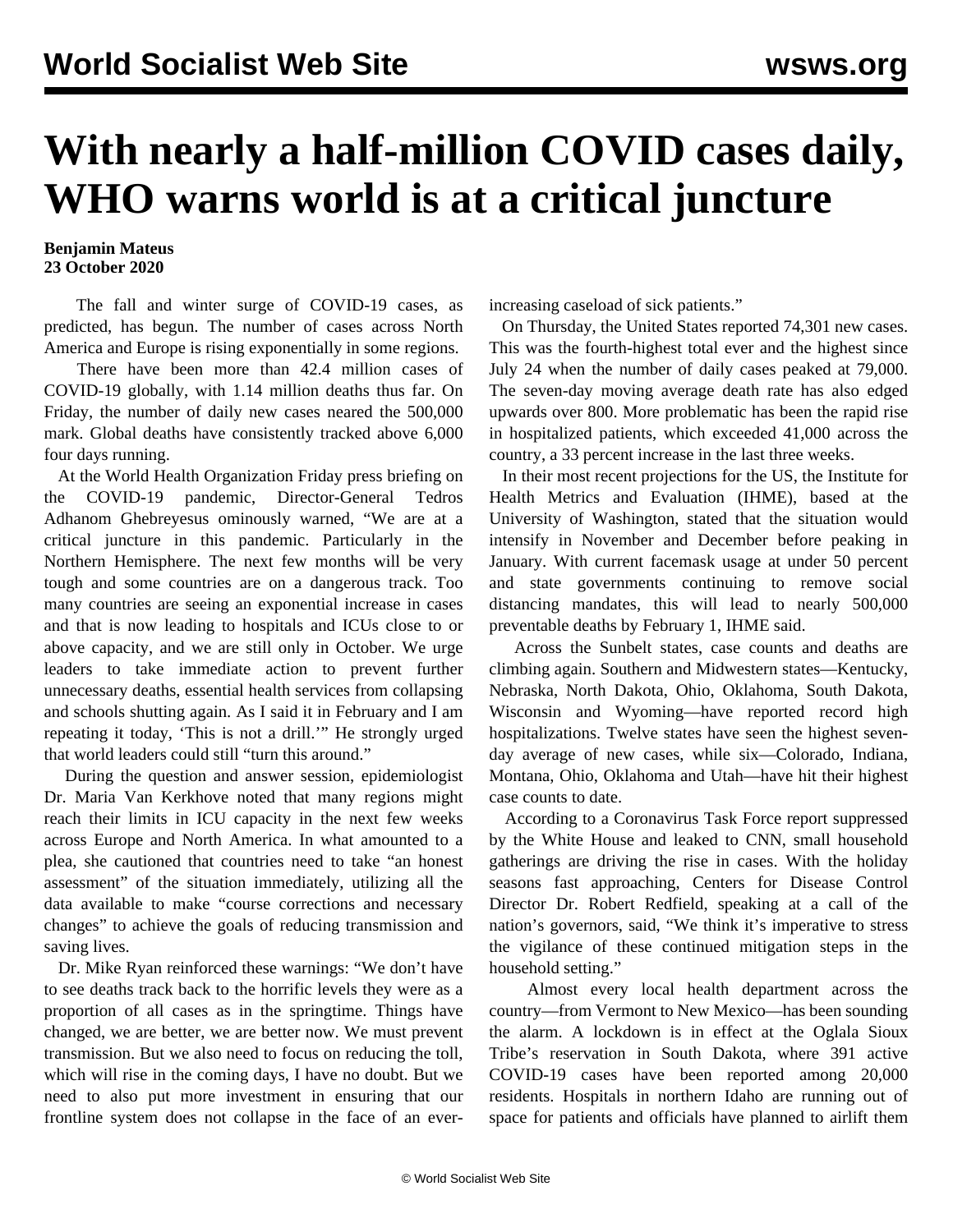# With nearly a half-million COVID cases daily, WHO warns world is at a critical juncture

**Benjamin Mateus**
**23 October 2020**

The fall and winter surge of COVID-19 cases, as predicted, has begun. The number of cases across North America and Europe is rising exponentially in some regions.

There have been more than 42.4 million cases of COVID-19 globally, with 1.14 million deaths thus far. On Friday, the number of daily new cases neared the 500,000 mark. Global deaths have consistently tracked above 6,000 four days running.

At the World Health Organization Friday press briefing on the COVID-19 pandemic, Director-General Tedros Adhanom Ghebreyesus ominously warned, "We are at a critical juncture in this pandemic. Particularly in the Northern Hemisphere. The next few months will be very tough and some countries are on a dangerous track. Too many countries are seeing an exponential increase in cases and that is now leading to hospitals and ICUs close to or above capacity, and we are still only in October. We urge leaders to take immediate action to prevent further unnecessary deaths, essential health services from collapsing and schools shutting again. As I said it in February and I am repeating it today, 'This is not a drill.'" He strongly urged that world leaders could still "turn this around."

During the question and answer session, epidemiologist Dr. Maria Van Kerkhove noted that many regions might reach their limits in ICU capacity in the next few weeks across Europe and North America. In what amounted to a plea, she cautioned that countries need to take "an honest assessment" of the situation immediately, utilizing all the data available to make "course corrections and necessary changes" to achieve the goals of reducing transmission and saving lives.

Dr. Mike Ryan reinforced these warnings: "We don't have to see deaths track back to the horrific levels they were as a proportion of all cases as in the springtime. Things have changed, we are better, we are better now. We must prevent transmission. But we also need to focus on reducing the toll, which will rise in the coming days, I have no doubt. But we need to also put more investment in ensuring that our frontline system does not collapse in the face of an ever-increasing caseload of sick patients."

On Thursday, the United States reported 74,301 new cases. This was the fourth-highest total ever and the highest since July 24 when the number of daily cases peaked at 79,000. The seven-day moving average death rate has also edged upwards over 800. More problematic has been the rapid rise in hospitalized patients, which exceeded 41,000 across the country, a 33 percent increase in the last three weeks.

In their most recent projections for the US, the Institute for Health Metrics and Evaluation (IHME), based at the University of Washington, stated that the situation would intensify in November and December before peaking in January. With current facemask usage at under 50 percent and state governments continuing to remove social distancing mandates, this will lead to nearly 500,000 preventable deaths by February 1, IHME said.

Across the Sunbelt states, case counts and deaths are climbing again. Southern and Midwestern states—Kentucky, Nebraska, North Dakota, Ohio, Oklahoma, South Dakota, Wisconsin and Wyoming—have reported record high hospitalizations. Twelve states have seen the highest seven-day average of new cases, while six—Colorado, Indiana, Montana, Ohio, Oklahoma and Utah—have hit their highest case counts to date.

According to a Coronavirus Task Force report suppressed by the White House and leaked to CNN, small household gatherings are driving the rise in cases. With the holiday seasons fast approaching, Centers for Disease Control Director Dr. Robert Redfield, speaking at a call of the nation's governors, said, "We think it's imperative to stress the vigilance of these continued mitigation steps in the household setting."

Almost every local health department across the country—from Vermont to New Mexico—has been sounding the alarm. A lockdown is in effect at the Oglala Sioux Tribe's reservation in South Dakota, where 391 active COVID-19 cases have been reported among 20,000 residents. Hospitals in northern Idaho are running out of space for patients and officials have planned to airlift them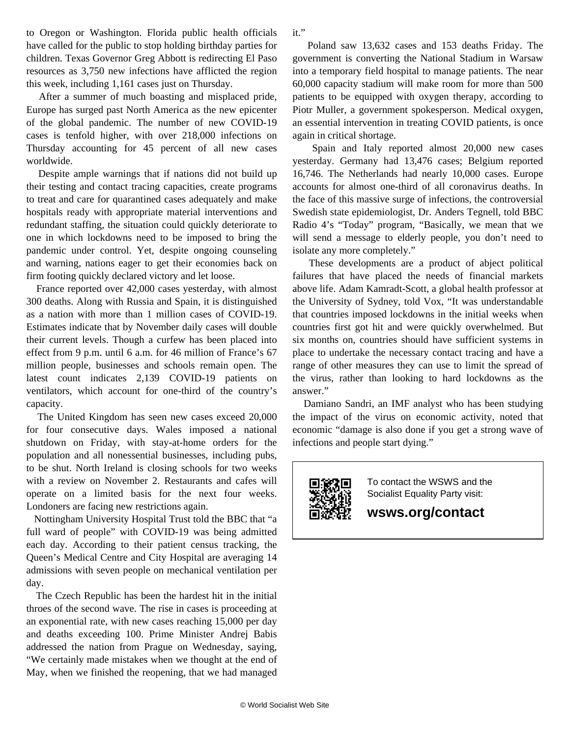to Oregon or Washington. Florida public health officials have called for the public to stop holding birthday parties for children. Texas Governor Greg Abbott is redirecting El Paso resources as 3,750 new infections have afflicted the region this week, including 1,161 cases just on Thursday.

After a summer of much boasting and misplaced pride, Europe has surged past North America as the new epicenter of the global pandemic. The number of new COVID-19 cases is tenfold higher, with over 218,000 infections on Thursday accounting for 45 percent of all new cases worldwide.

Despite ample warnings that if nations did not build up their testing and contact tracing capacities, create programs to treat and care for quarantined cases adequately and make hospitals ready with appropriate material interventions and redundant staffing, the situation could quickly deteriorate to one in which lockdowns need to be imposed to bring the pandemic under control. Yet, despite ongoing counseling and warning, nations eager to get their economies back on firm footing quickly declared victory and let loose.

France reported over 42,000 cases yesterday, with almost 300 deaths. Along with Russia and Spain, it is distinguished as a nation with more than 1 million cases of COVID-19. Estimates indicate that by November daily cases will double their current levels. Though a curfew has been placed into effect from 9 p.m. until 6 a.m. for 46 million of France's 67 million people, businesses and schools remain open. The latest count indicates 2,139 COVID-19 patients on ventilators, which account for one-third of the country's capacity.

The United Kingdom has seen new cases exceed 20,000 for four consecutive days. Wales imposed a national shutdown on Friday, with stay-at-home orders for the population and all nonessential businesses, including pubs, to be shut. North Ireland is closing schools for two weeks with a review on November 2. Restaurants and cafes will operate on a limited basis for the next four weeks. Londoners are facing new restrictions again.

Nottingham University Hospital Trust told the BBC that "a full ward of people" with COVID-19 was being admitted each day. According to their patient census tracking, the Queen's Medical Centre and City Hospital are averaging 14 admissions with seven people on mechanical ventilation per day.

The Czech Republic has been the hardest hit in the initial throes of the second wave. The rise in cases is proceeding at an exponential rate, with new cases reaching 15,000 per day and deaths exceeding 100. Prime Minister Andrej Babis addressed the nation from Prague on Wednesday, saying, "We certainly made mistakes when we thought at the end of May, when we finished the reopening, that we had managed it."

Poland saw 13,632 cases and 153 deaths Friday. The government is converting the National Stadium in Warsaw into a temporary field hospital to manage patients. The near 60,000 capacity stadium will make room for more than 500 patients to be equipped with oxygen therapy, according to Piotr Muller, a government spokesperson. Medical oxygen, an essential intervention in treating COVID patients, is once again in critical shortage.

Spain and Italy reported almost 20,000 new cases yesterday. Germany had 13,476 cases; Belgium reported 16,746. The Netherlands had nearly 10,000 cases. Europe accounts for almost one-third of all coronavirus deaths. In the face of this massive surge of infections, the controversial Swedish state epidemiologist, Dr. Anders Tegnell, told BBC Radio 4's "Today" program, "Basically, we mean that we will send a message to elderly people, you don't need to isolate any more completely."

These developments are a product of abject political failures that have placed the needs of financial markets above life. Adam Kamradt-Scott, a global health professor at the University of Sydney, told Vox, "It was understandable that countries imposed lockdowns in the initial weeks when countries first got hit and were quickly overwhelmed. But six months on, countries should have sufficient systems in place to undertake the necessary contact tracing and have a range of other measures they can use to limit the spread of the virus, rather than looking to hard lockdowns as the answer."

Damiano Sandri, an IMF analyst who has been studying the impact of the virus on economic activity, noted that economic "damage is also done if you get a strong wave of infections and people start dying."

To contact the WSWS and the Socialist Equality Party visit:

**wsws.org/contact**